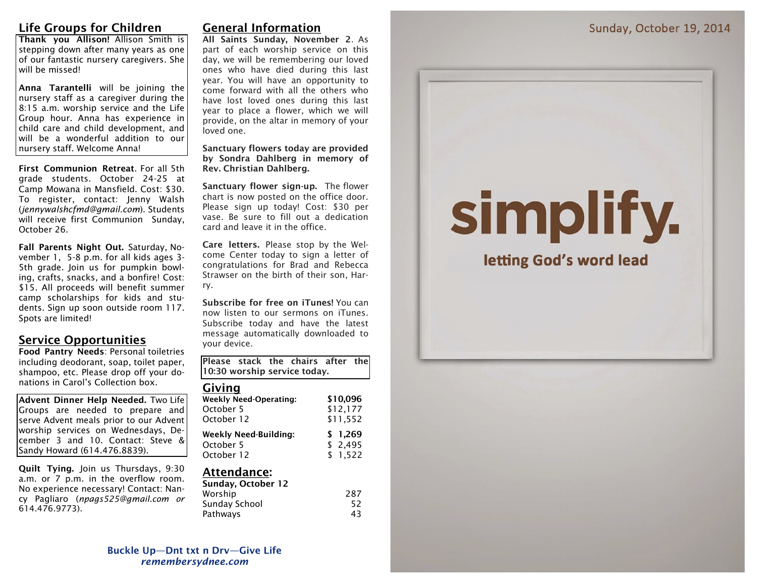## Life Groups for Children

**Thank you Allison!** Allison Smith is stepping down after many years as one of our fantastic nursery caregivers. She will be missed!

**Anna Tarantelli** will be joining the nursery staff as a caregiver during the 8:15 a.m. worship service and the Life Group hour. Anna has experience in child care and child development, and will be a wonderful addition to our nursery staff. Welcome Anna!

**First Communion Retreat**. For all 5th grade students. October 24-25 at Camp Mowana in Mansfield. Cost: $30. To register, contact: Jenny Walsh (*jennywalshcfmd@gmail.com*). Students will receive first Communion Sunday, October 26.

**Fall Parents Night Out.** Saturday, November 1, 5-8 p.m. for all kids ages 3-5th grade. Join us for pumpkin bowling, crafts, snacks, and a bonfire! Cost: $15. All proceeds will benefit summer camp scholarships for kids and students. Sign up soon outside room 117. Spots are limited!

## Service Opportunities

**Food Pantry Needs**: Personal toiletries including deodorant, soap, toilet paper, shampoo, etc. Please drop off your donations in Carol's Collection box.

**Advent Dinner Help Needed.** Two Life Groups are needed to prepare and serve Advent meals prior to our Advent worship services on Wednesdays, December 3 and 10. Contact: Steve & Sandy Howard (614.476.8839).

**Quilt Tying.** Join us Thursdays, 9:30 a.m. or 7 p.m. in the overflow room. No experience necessary! Contact: Nancy Pagliaro (*npags525@gmail.com or* 614.476.9773).

## General Information

**All Saints Sunday, November 2**. As part of each worship service on this day, we will be remembering our loved ones who have died during this last year. You will have an opportunity to come forward with all the others who have lost loved ones during this last year to place a flower, which we will provide, on the altar in memory of your loved one.

**Sanctuary flowers today are provided by Sondra Dahlberg in memory of Rev. Christian Dahlberg.**

**Sanctuary flower sign-up.** The flower chart is now posted on the office door. Please sign up today! Cost: $30 per vase. Be sure to fill out a dedication card and leave it in the office.

**Care letters.** Please stop by the Welcome Center today to sign a letter of congratulations for Brad and Rebecca Strawser on the birth of their son, Harry.

**Subscribe for free on iTunes!** You can now listen to our sermons on iTunes. Subscribe today and have the latest message automatically downloaded to your device.

**Please stack the chairs after the 10:30 worship service today.**

## Giving

| | |
|---|---|
| **Weekly Need-Operating:** | **$10,096** |
| October 5 | $12,177 |
| October 12 | $11,552 |
| **Weekly Need-Building:** | **$ 1,269** |
| October 5 | $ 2,495 |
| October 12 | $ 1,522 |

## Attendance:

**Sunday, October 12**

| | |
|---|---|
| Worship | 287 |
| Sunday School | 52 |
| Pathways | 43 |

**Buckle Up—Dnt txt n Drv—Give Life**
***remembersydnee.com***

Sunday, October 19, 2014

# simplify.

**letting God's word lead**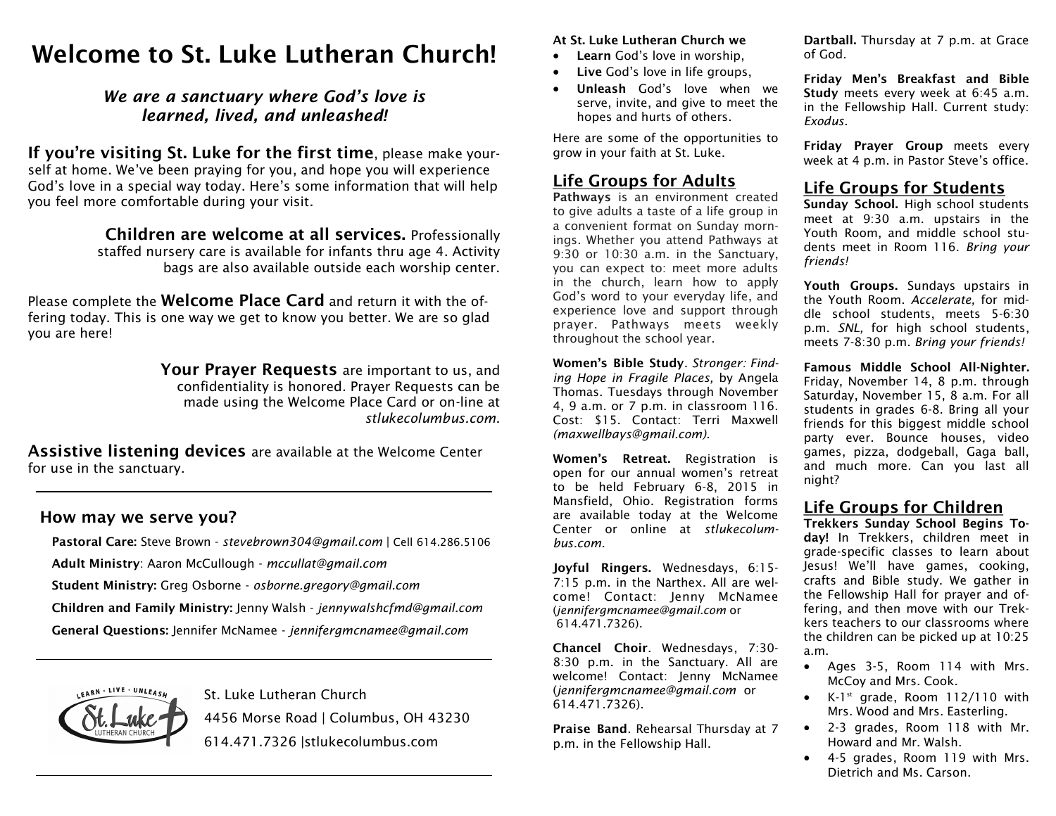# Welcome to St. Luke Lutheran Church!

***We are a sanctuary where God's love is learned, lived, and unleashed!***

**If you're visiting St. Luke for the first time**, please make yourself at home. We've been praying for you, and hope you will experience God's love in a special way today. Here's some information that will help you feel more comfortable during your visit.

**Children are welcome at all services.** Professionally staffed nursery care is available for infants thru age 4. Activity bags are also available outside each worship center.

Please complete the **Welcome Place Card** and return it with the offering today. This is one way we get to know you better. We are so glad you are here!

**Your Prayer Requests** are important to us, and confidentiality is honored. Prayer Requests can be made using the Welcome Place Card or on-line at *stlukecolumbus.com*.

**Assistive listening devices** are available at the Welcome Center for use in the sanctuary.

## How may we serve you?

**Pastoral Care:** Steve Brown - *stevebrown304@gmail.com* | Cell 614.286.5106

**Adult Ministry**: Aaron McCullough - *mccullat@gmail.com*

**Student Ministry:** Greg Osborne - *osborne.gregory@gmail.com*

**Children and Family Ministry:** Jenny Walsh - *jennywalshcfmd@gmail.com*

**General Questions:** Jennifer McNamee - *jennifergmcnamee@gmail.com*

LEARN · LIVE · UNLEASH St. Luke LUTHERAN CHURCH

St. Luke Lutheran Church
4456 Morse Road | Columbus, OH 43230
614.471.7326 |stlukecolumbus.com

**At St. Luke Lutheran Church we**

- **Learn** God's love in worship,
- **Live** God's love in life groups,
- **Unleash** God's love when we serve, invite, and give to meet the hopes and hurts of others.

Here are some of the opportunities to grow in your faith at St. Luke.

## Life Groups for Adults

**Pathways** is an environment created to give adults a taste of a life group in a convenient format on Sunday mornings. Whether you attend Pathways at 9:30 or 10:30 a.m. in the Sanctuary, you can expect to: meet more adults in the church, learn how to apply God's word to your everyday life, and experience love and support through prayer. Pathways meets weekly throughout the school year.

**Women's Bible Study**. *Stronger: Finding Hope in Fragile Places,* by Angela Thomas. Tuesdays through November 4, 9 a.m. or 7 p.m. in classroom 116. Cost: $15. Contact: Terri Maxwell *(maxwellbays@gmail.com).*

**Women's Retreat.** Registration is open for our annual women's retreat to be held February 6-8, 2015 in Mansfield, Ohio. Registration forms are available today at the Welcome Center or online at *stlukecolumbus.com.*

**Joyful Ringers.** Wednesdays, 6:15-7:15 p.m. in the Narthex. All are welcome! Contact: Jenny McNamee (*jennifergmcnamee@gmail.com* or 614.471.7326).

**Chancel Choir**. Wednesdays, 7:30-8:30 p.m. in the Sanctuary. All are welcome! Contact: Jenny McNamee (*jennifergmcnamee@gmail.com* or 614.471.7326).

**Praise Band**. Rehearsal Thursday at 7 p.m. in the Fellowship Hall.

**Dartball.** Thursday at 7 p.m. at Grace of God.

**Friday Men's Breakfast and Bible Study** meets every week at 6:45 a.m. in the Fellowship Hall. Current study: *Exodus*.

**Friday Prayer Group** meets every week at 4 p.m. in Pastor Steve's office.

## Life Groups for Students

**Sunday School.** High school students meet at 9:30 a.m. upstairs in the Youth Room, and middle school students meet in Room 116. *Bring your friends!*

**Youth Groups.** Sundays upstairs in the Youth Room. *Accelerate,* for middle school students, meets 5-6:30 p.m. *SNL,* for high school students, meets 7-8:30 p.m. *Bring your friends!*

**Famous Middle School All-Nighter.** Friday, November 14, 8 p.m. through Saturday, November 15, 8 a.m. For all students in grades 6-8. Bring all your friends for this biggest middle school party ever. Bounce houses, video games, pizza, dodgeball, Gaga ball, and much more. Can you last all night?

## Life Groups for Children

**Trekkers Sunday School Begins Today!** In Trekkers, children meet in grade-specific classes to learn about Jesus! We'll have games, cooking, crafts and Bible study. We gather in the Fellowship Hall for prayer and offering, and then move with our Trekkers teachers to our classrooms where the children can be picked up at 10:25 a.m.

- Ages 3-5, Room 114 with Mrs. McCoy and Mrs. Cook.
- K-1st grade, Room 112/110 with Mrs. Wood and Mrs. Easterling.
- 2-3 grades, Room 118 with Mr. Howard and Mr. Walsh.
- 4-5 grades, Room 119 with Mrs. Dietrich and Ms. Carson.